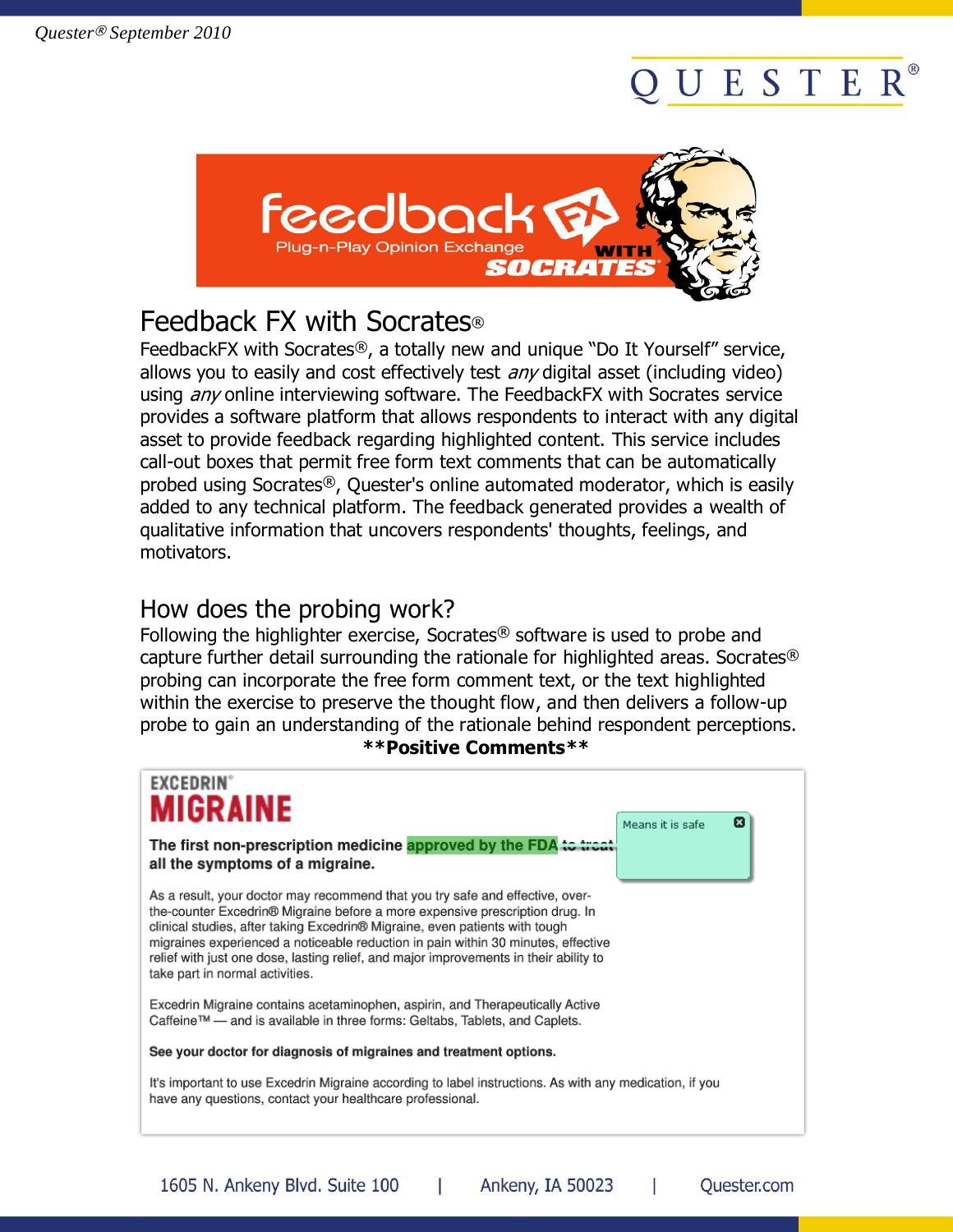# Feedback FX with Socrates®

FeedbackFX with Socrates®, a totally new and unique "Do It Yourself" service, allows you to easily and cost effectively test *any* digital asset (including video) using *any* online interviewing software. The FeedbackFX with Socrates service provides a software platform that allows respondents to interact with any digital asset to provide feedback regarding highlighted content. This service includes call-out boxes that permit free form text comments that can be automatically probed using Socrates®, Quester's online automated moderator, which is easily added to any technical platform. The feedback generated provides a wealth of qualitative information that uncovers respondents' thoughts, feelings, and motivators.

## How does the probing work?

Following the highlighter exercise, Socrates® software is used to probe and capture further detail surrounding the rationale for highlighted areas. Socrates® probing can incorporate the free form comment text, or the text highlighted within the exercise to preserve the thought flow, and then delivers a follow-up probe to gain an understanding of the rationale behind respondent perceptions.

**\*\*Positive Comments\*\***

EXCEDRIN®
MIGRAINE

**The first non-prescription medicine approved by the FDA to treat all the symptoms of a migraine.**

Means it is safe

As a result, your doctor may recommend that you try safe and effective, over-the-counter Excedrin® Migraine before a more expensive prescription drug. In clinical studies, after taking Excedrin® Migraine, even patients with tough migraines experienced a noticeable reduction in pain within 30 minutes, effective relief with just one dose, lasting relief, and major improvements in their ability to take part in normal activities.

Excedrin Migraine contains acetaminophen, aspirin, and Therapeutically Active Caffeine™ — and is available in three forms: Geltabs, Tablets, and Caplets.

**See your doctor for diagnosis of migraines and treatment options.**

It's important to use Excedrin Migraine according to label instructions. As with any medication, if you have any questions, contact your healthcare professional.

1605 N. Ankeny Blvd. Suite 100 | Ankeny, IA 50023 | Quester.com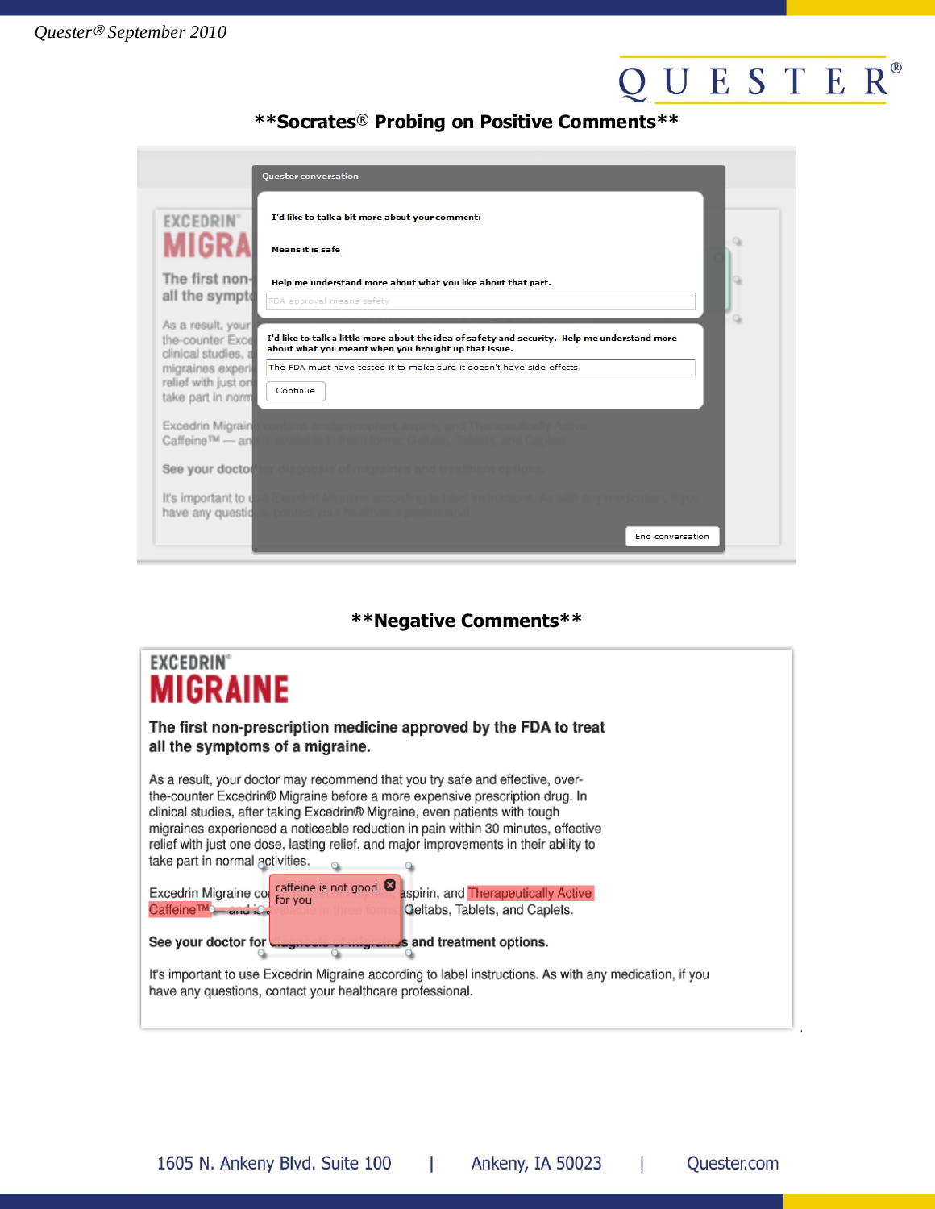**Socrates® Probing on Positive Comments**

Quester conversation

I'd like to talk a bit more about your comment:

Means it is safe

Help me understand more about what you like about that part.

FDA approval means safety

I'd like to talk a little more about the idea of safety and security. Help me understand more about what you meant when you brought up that issue.

The FDA must have tested it to make sure it doesn't have side effects.

Continue

End conversation

**Negative Comments**

EXCEDRIN®

MIGRAINE

The first non-prescription medicine approved by the FDA to treat all the symptoms of a migraine.

As a result, your doctor may recommend that you try safe and effective, over-the-counter Excedrin® Migraine before a more expensive prescription drug. In clinical studies, after taking Excedrin® Migraine, even patients with tough migraines experienced a noticeable reduction in pain within 30 minutes, effective relief with just one dose, lasting relief, and major improvements in their ability to take part in normal activities.

Excedrin Migraine co[...] aspirin, and Therapeutically Active Caffeine™ — and is [...] Geltabs, Tablets, and Caplets.

caffeine is not good for you

See your doctor for [...] and treatment options.

It's important to use Excedrin Migraine according to label instructions. As with any medication, if you have any questions, contact your healthcare professional.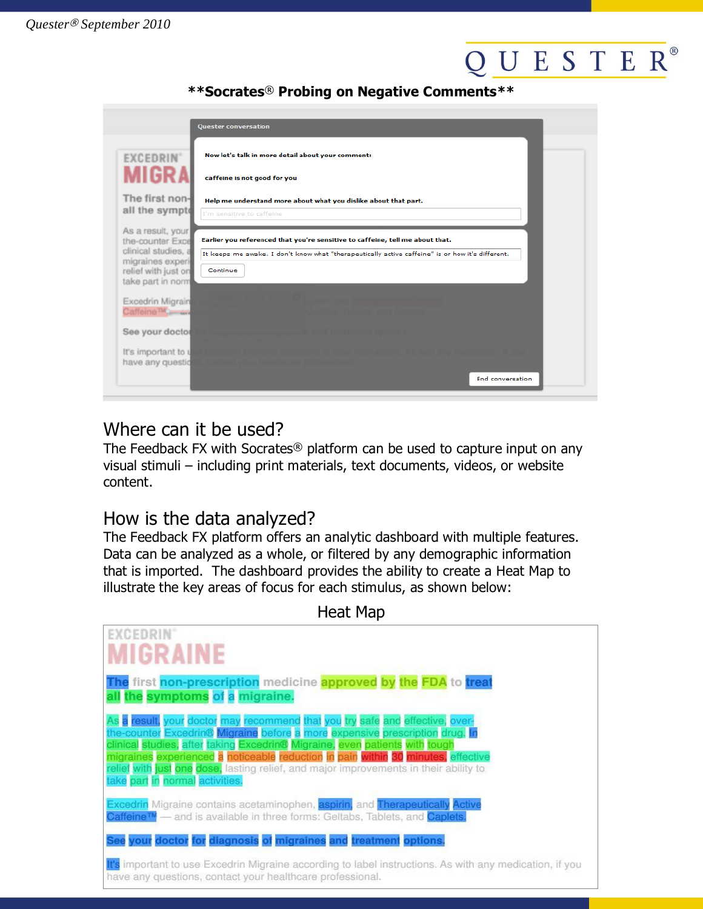**Socrates® Probing on Negative Comments**

Quester conversation

Now let's talk in more detail about your comment:

caffeine is not good for you

Help me understand more about what you dislike about that part.

I'm sensitive to caffeine

Earlier you referenced that you're sensitive to caffeine, tell me about that.

It keeps me awake. I don't know what "therapeutically active caffeine" is or how it's different.

Continue

End conversation

## Where can it be used?

The Feedback FX with Socrates® platform can be used to capture input on any visual stimuli – including print materials, text documents, videos, or website content.

## How is the data analyzed?

The Feedback FX platform offers an analytic dashboard with multiple features. Data can be analyzed as a whole, or filtered by any demographic information that is imported. The dashboard provides the ability to create a Heat Map to illustrate the key areas of focus for each stimulus, as shown below:

Heat Map

EXCEDRIN®
MIGRAINE

The first non-prescription medicine approved by the FDA to treat all the symptoms of a migraine.

As a result, your doctor may recommend that you try safe and effective, over-the-counter Excedrin® Migraine before a more expensive prescription drug. In clinical studies, after taking Excedrin® Migraine, even patients with tough migraines experienced a noticeable reduction in pain within 30 minutes, effective relief with just one dose, lasting relief, and major improvements in their ability to take part in normal activities.

Excedrin Migraine contains acetaminophen, aspirin, and Therapeutically Active Caffeine™ — and is available in three forms: Geltabs, Tablets, and Caplets.

See your doctor for diagnosis of migraines and treatment options.

It's important to use Excedrin Migraine according to label instructions. As with any medication, if you have any questions, contact your healthcare professional.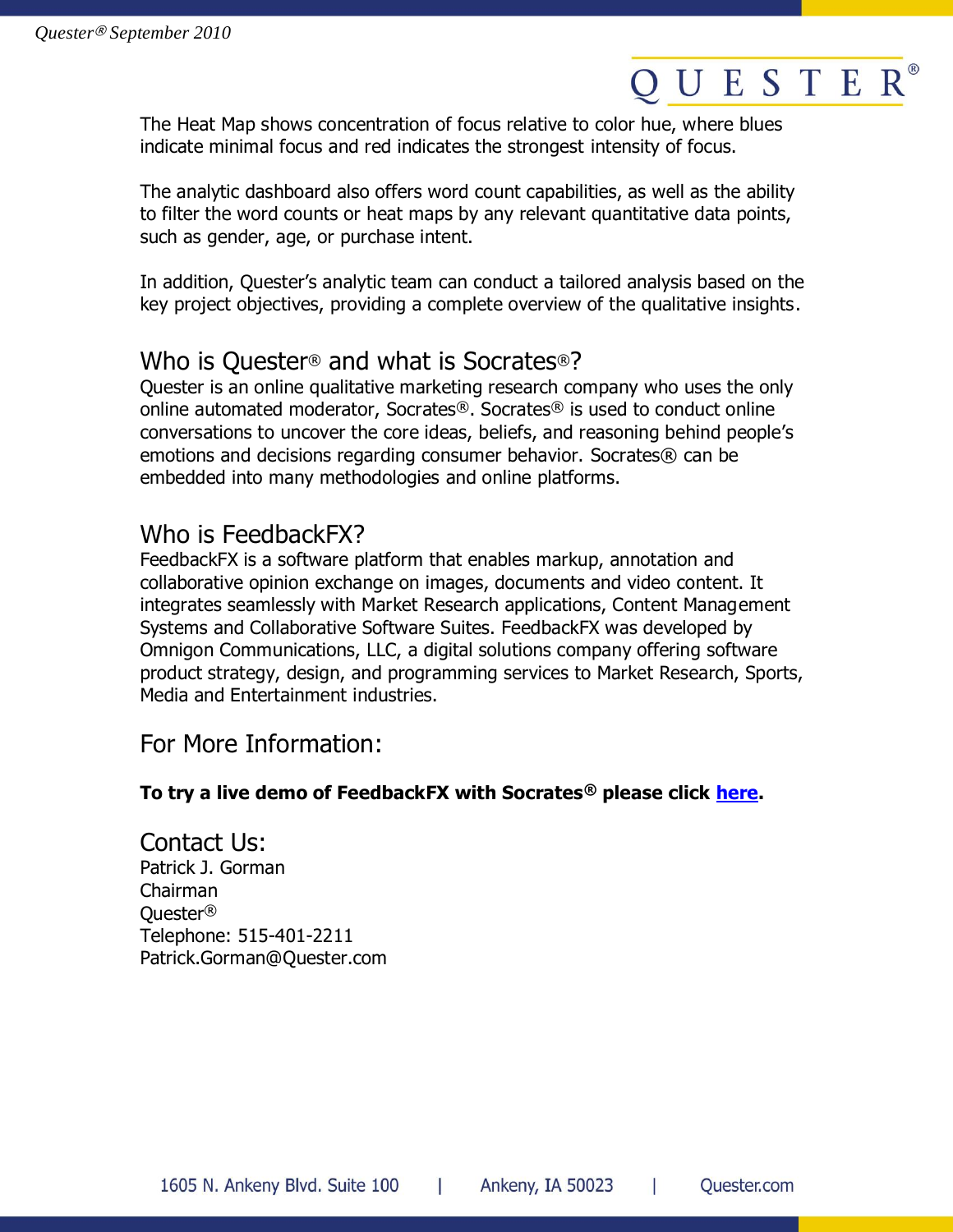The Heat Map shows concentration of focus relative to color hue, where blues indicate minimal focus and red indicates the strongest intensity of focus.

The analytic dashboard also offers word count capabilities, as well as the ability to filter the word counts or heat maps by any relevant quantitative data points, such as gender, age, or purchase intent.

In addition, Quester's analytic team can conduct a tailored analysis based on the key project objectives, providing a complete overview of the qualitative insights.

## Who is Quester® and what is Socrates®?

Quester is an online qualitative marketing research company who uses the only online automated moderator, Socrates®. Socrates® is used to conduct online conversations to uncover the core ideas, beliefs, and reasoning behind people's emotions and decisions regarding consumer behavior. Socrates® can be embedded into many methodologies and online platforms.

## Who is FeedbackFX?

FeedbackFX is a software platform that enables markup, annotation and collaborative opinion exchange on images, documents and video content. It integrates seamlessly with Market Research applications, Content Management Systems and Collaborative Software Suites. FeedbackFX was developed by Omnigon Communications, LLC, a digital solutions company offering software product strategy, design, and programming services to Market Research, Sports, Media and Entertainment industries.

## For More Information:

**To try a live demo of FeedbackFX with Socrates® please click here.**

## Contact Us:

Patrick J. Gorman
Chairman
Quester®
Telephone: 515-401-2211
Patrick.Gorman@Quester.com

1605 N. Ankeny Blvd. Suite 100 | Ankeny, IA 50023 | Quester.com